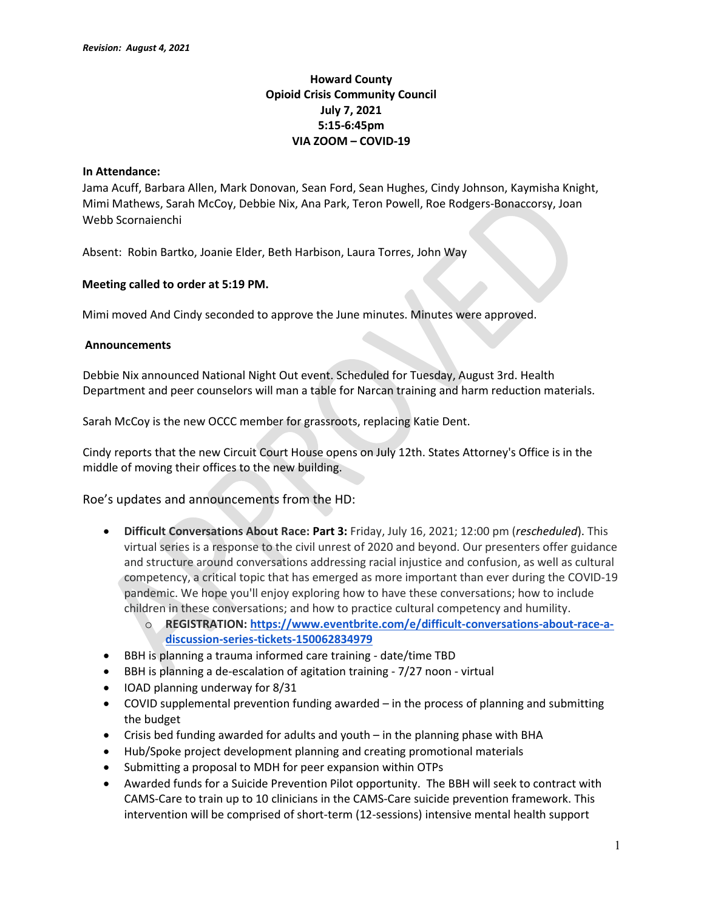*Revision: August 4, 2021*

**Howard County**
**Opioid Crisis Community Council**
**July 7, 2021**
**5:15-6:45pm**
**VIA ZOOM – COVID-19**

**In Attendance:**
Jama Acuff, Barbara Allen, Mark Donovan, Sean Ford, Sean Hughes, Cindy Johnson, Kaymisha Knight, Mimi Mathews, Sarah McCoy, Debbie Nix, Ana Park, Teron Powell, Roe Rodgers-Bonaccorsy, Joan Webb Scornaienchi

Absent: Robin Bartko, Joanie Elder, Beth Harbison, Laura Torres, John Way

**Meeting called to order at 5:19 PM.**

Mimi moved And Cindy seconded to approve the June minutes. Minutes were approved.

**Announcements**

Debbie Nix announced National Night Out event. Scheduled for Tuesday, August 3rd. Health Department and peer counselors will man a table for Narcan training and harm reduction materials.

Sarah McCoy is the new OCCC member for grassroots, replacing Katie Dent.

Cindy reports that the new Circuit Court House opens on July 12th. States Attorney's Office is in the middle of moving their offices to the new building.

Roe's updates and announcements from the HD:

- **Difficult Conversations About Race: Part 3:** Friday, July 16, 2021; 12:00 pm (*rescheduled*). This virtual series is a response to the civil unrest of 2020 and beyond. Our presenters offer guidance and structure around conversations addressing racial injustice and confusion, as well as cultural competency, a critical topic that has emerged as more important than ever during the COVID-19 pandemic. We hope you'll enjoy exploring how to have these conversations; how to include children in these conversations; and how to practice cultural competency and humility.
  - **REGISTRATION: https://www.eventbrite.com/e/difficult-conversations-about-race-a-discussion-series-tickets-150062834979**
- BBH is planning a trauma informed care training - date/time TBD
- BBH is planning a de-escalation of agitation training - 7/27 noon - virtual
- IOAD planning underway for 8/31
- COVID supplemental prevention funding awarded – in the process of planning and submitting the budget
- Crisis bed funding awarded for adults and youth – in the planning phase with BHA
- Hub/Spoke project development planning and creating promotional materials
- Submitting a proposal to MDH for peer expansion within OTPs
- Awarded funds for a Suicide Prevention Pilot opportunity. The BBH will seek to contract with CAMS-Care to train up to 10 clinicians in the CAMS-Care suicide prevention framework. This intervention will be comprised of short-term (12-sessions) intensive mental health support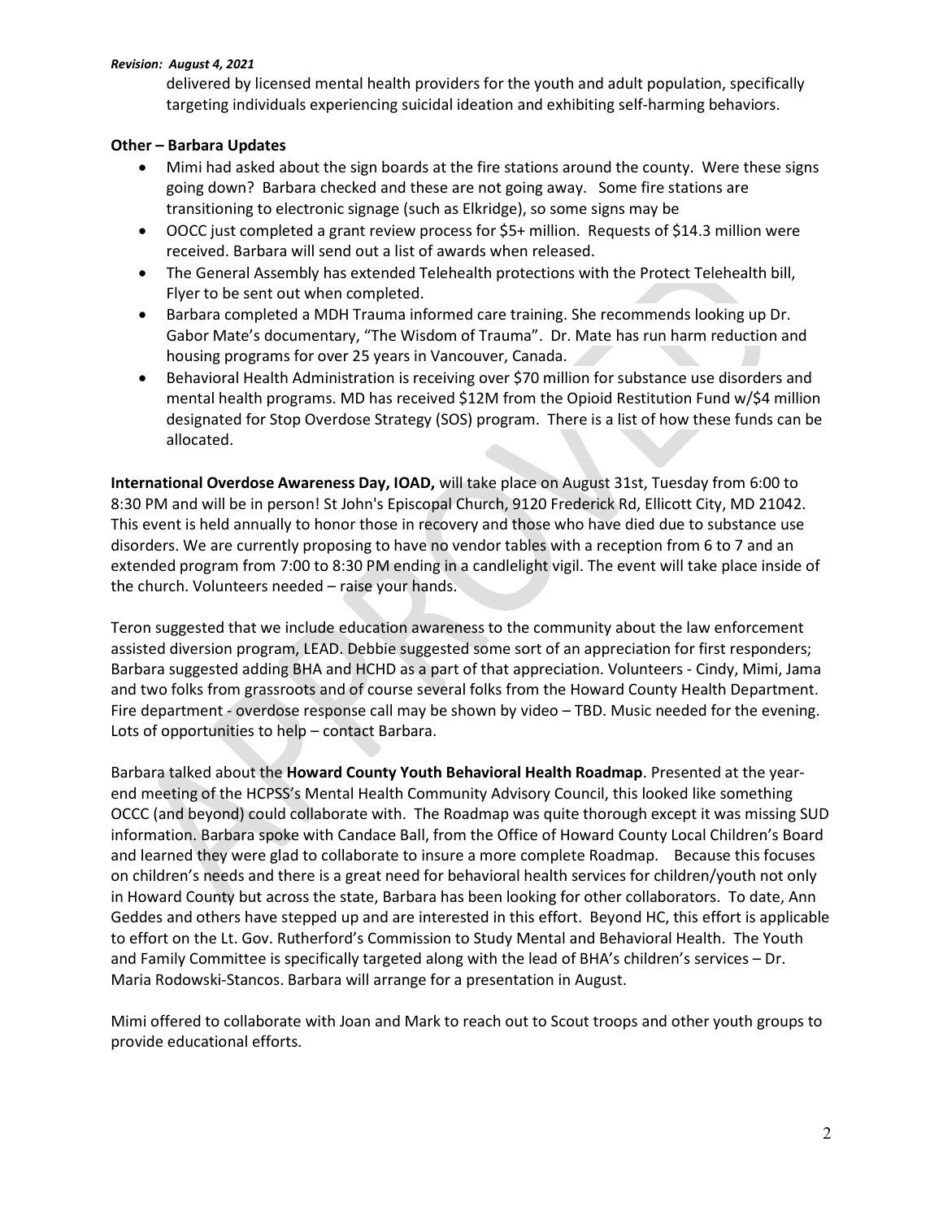delivered by licensed mental health providers for the youth and adult population, specifically targeting individuals experiencing suicidal ideation and exhibiting self-harming behaviors.

**Other – Barbara Updates**

- Mimi had asked about the sign boards at the fire stations around the county. Were these signs going down? Barbara checked and these are not going away. Some fire stations are transitioning to electronic signage (such as Elkridge), so some signs may be
- OOCC just completed a grant review process for $5+ million. Requests of $14.3 million were received. Barbara will send out a list of awards when released.
- The General Assembly has extended Telehealth protections with the Protect Telehealth bill, Flyer to be sent out when completed.
- Barbara completed a MDH Trauma informed care training. She recommends looking up Dr. Gabor Mate's documentary, "The Wisdom of Trauma". Dr. Mate has run harm reduction and housing programs for over 25 years in Vancouver, Canada.
- Behavioral Health Administration is receiving over $70 million for substance use disorders and mental health programs. MD has received $12M from the Opioid Restitution Fund w/$4 million designated for Stop Overdose Strategy (SOS) program. There is a list of how these funds can be allocated.

**International Overdose Awareness Day, IOAD,** will take place on August 31st, Tuesday from 6:00 to 8:30 PM and will be in person! St John's Episcopal Church, 9120 Frederick Rd, Ellicott City, MD 21042. This event is held annually to honor those in recovery and those who have died due to substance use disorders. We are currently proposing to have no vendor tables with a reception from 6 to 7 and an extended program from 7:00 to 8:30 PM ending in a candlelight vigil. The event will take place inside of the church. Volunteers needed – raise your hands.

Teron suggested that we include education awareness to the community about the law enforcement assisted diversion program, LEAD. Debbie suggested some sort of an appreciation for first responders; Barbara suggested adding BHA and HCHD as a part of that appreciation. Volunteers - Cindy, Mimi, Jama and two folks from grassroots and of course several folks from the Howard County Health Department. Fire department - overdose response call may be shown by video – TBD. Music needed for the evening. Lots of opportunities to help – contact Barbara.

Barbara talked about the **Howard County Youth Behavioral Health Roadmap**. Presented at the year-end meeting of the HCPSS's Mental Health Community Advisory Council, this looked like something OCCC (and beyond) could collaborate with. The Roadmap was quite thorough except it was missing SUD information. Barbara spoke with Candace Ball, from the Office of Howard County Local Children's Board and learned they were glad to collaborate to insure a more complete Roadmap. Because this focuses on children's needs and there is a great need for behavioral health services for children/youth not only in Howard County but across the state, Barbara has been looking for other collaborators. To date, Ann Geddes and others have stepped up and are interested in this effort. Beyond HC, this effort is applicable to effort on the Lt. Gov. Rutherford's Commission to Study Mental and Behavioral Health. The Youth and Family Committee is specifically targeted along with the lead of BHA's children's services – Dr. Maria Rodowski-Stancos. Barbara will arrange for a presentation in August.

Mimi offered to collaborate with Joan and Mark to reach out to Scout troops and other youth groups to provide educational efforts.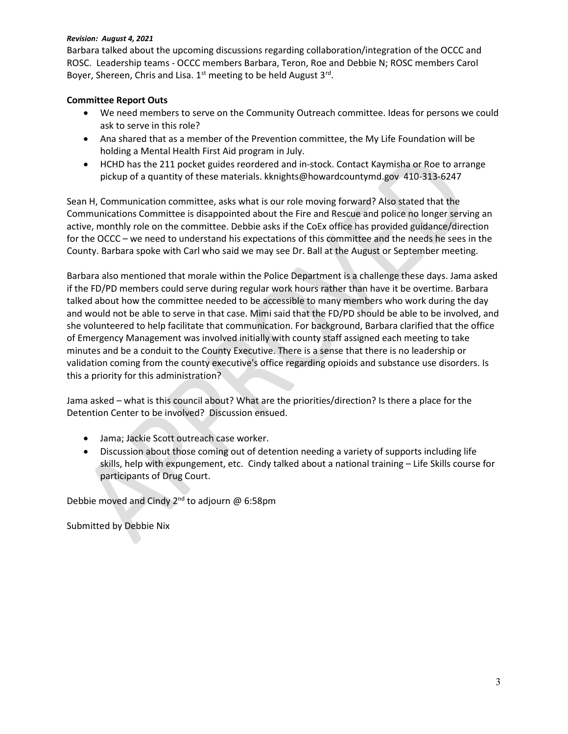***Revision: August 4, 2021***

Barbara talked about the upcoming discussions regarding collaboration/integration of the OCCC and ROSC. Leadership teams - OCCC members Barbara, Teron, Roe and Debbie N; ROSC members Carol Boyer, Shereen, Chris and Lisa. 1st meeting to be held August 3rd.

**Committee Report Outs**

- We need members to serve on the Community Outreach committee. Ideas for persons we could ask to serve in this role?
- Ana shared that as a member of the Prevention committee, the My Life Foundation will be holding a Mental Health First Aid program in July.
- HCHD has the 211 pocket guides reordered and in-stock. Contact Kaymisha or Roe to arrange pickup of a quantity of these materials. kknights@howardcountymd.gov 410-313-6247

Sean H, Communication committee, asks what is our role moving forward? Also stated that the Communications Committee is disappointed about the Fire and Rescue and police no longer serving an active, monthly role on the committee. Debbie asks if the CoEx office has provided guidance/direction for the OCCC – we need to understand his expectations of this committee and the needs he sees in the County. Barbara spoke with Carl who said we may see Dr. Ball at the August or September meeting.

Barbara also mentioned that morale within the Police Department is a challenge these days. Jama asked if the FD/PD members could serve during regular work hours rather than have it be overtime. Barbara talked about how the committee needed to be accessible to many members who work during the day and would not be able to serve in that case. Mimi said that the FD/PD should be able to be involved, and she volunteered to help facilitate that communication. For background, Barbara clarified that the office of Emergency Management was involved initially with county staff assigned each meeting to take minutes and be a conduit to the County Executive. There is a sense that there is no leadership or validation coming from the county executive's office regarding opioids and substance use disorders. Is this a priority for this administration?

Jama asked – what is this council about? What are the priorities/direction? Is there a place for the Detention Center to be involved? Discussion ensued.

- Jama; Jackie Scott outreach case worker.
- Discussion about those coming out of detention needing a variety of supports including life skills, help with expungement, etc. Cindy talked about a national training – Life Skills course for participants of Drug Court.

Debbie moved and Cindy 2nd to adjourn @ 6:58pm

Submitted by Debbie Nix